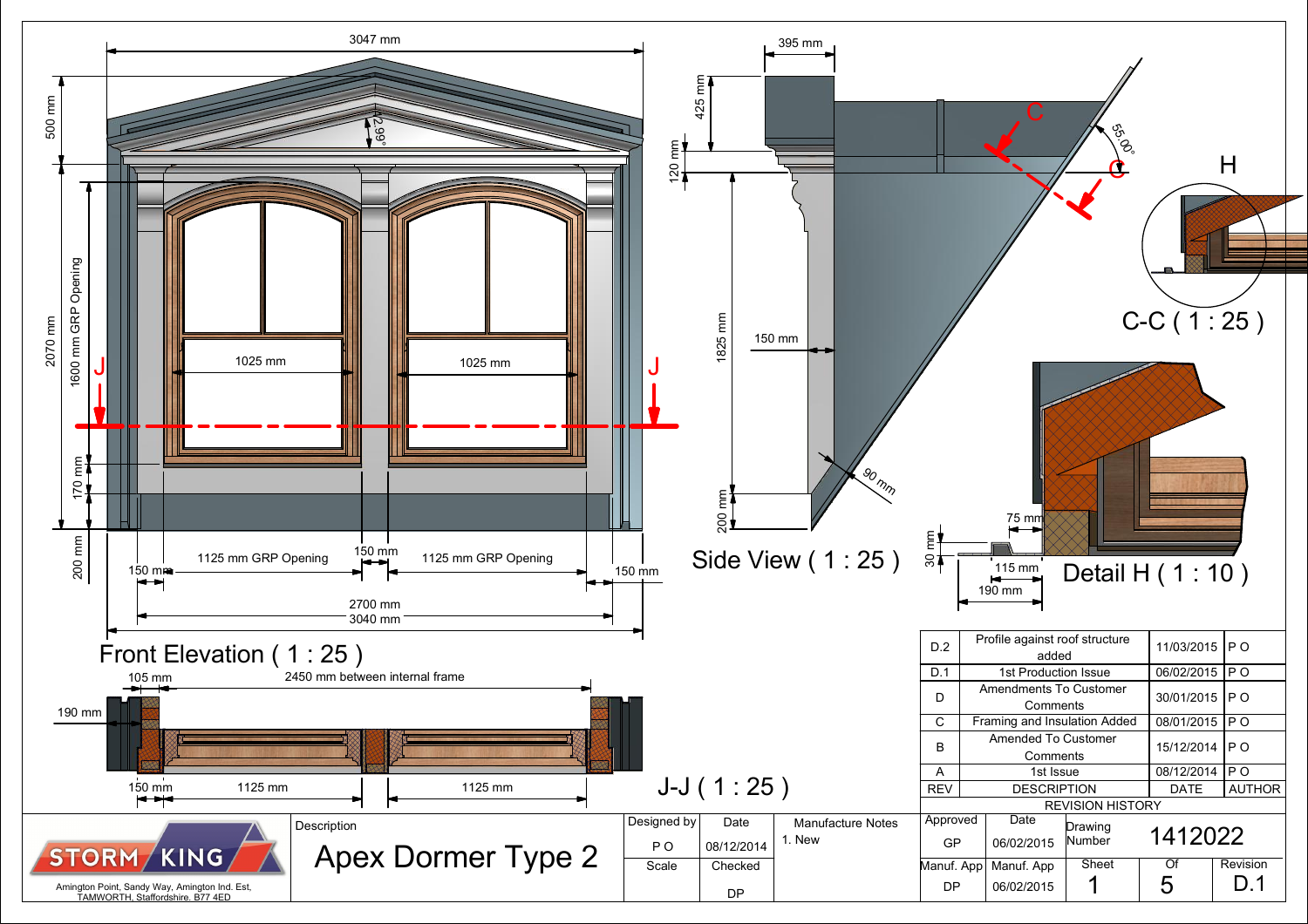# Apex Dormer Type 2

## Front Elevation ( 1 : 25 )

- 3047 mm
- 500 mm
- 2070 mm
- 1600 mm GRP Opening
- 12.99°
- 1025 mm
- 1025 mm
- 170 mm
- 200 mm
- 150 mm
- 1125 mm GRP Opening
- 150 mm
- 1125 mm GRP Opening
- 150 mm
- 2700 mm
- 3040 mm

## Side View ( 1 : 25 )

- 395 mm
- 425 mm
- 120 mm
- 1825 mm
- 150 mm
- 90 mm
- 200 mm
- 55.00°

## C-C ( 1 : 25 )

## Detail H ( 1 : 10 )

- 75 mm
- 30 mm
- 115 mm
- 190 mm

## J-J ( 1 : 25 )

- 105 mm
- 2450 mm between internal frame
- 190 mm
- 150 mm
- 1125 mm
- 1125 mm

## REVISION HISTORY

| REV | DESCRIPTION | DATE | AUTHOR |
|---|---|---|---|
| D.2 | Profile against roof structure added | 11/03/2015 | P O |
| D.1 | 1st Production Issue | 06/02/2015 | P O |
| D | Amendments To Customer Comments | 30/01/2015 | P O |
| C | Framing and Insulation Added | 08/01/2015 | P O |
| B | Amended To Customer Comments | 15/12/2014 | P O |
| A | 1st Issue | 08/12/2014 | P O |

STORM KING

Amington Point, Sandy Way, Amington Ind. Est, TAMWORTH, Staffordshire. B77 4ED

| Description | Designed by | Date | Manufacture Notes | Approved | Date | Drawing Number | 1412022 |
|---|---|---|---|---|---|---|---|
| Apex Dormer Type 2 | P O | 08/12/2014 | 1. New | GP | 06/02/2015 | | |
| | Scale | Checked | | Manuf. App | Manuf. App | Sheet | Of | Revision |
| | | DP | | DP | 06/02/2015 | 1 | 5 | D.1 |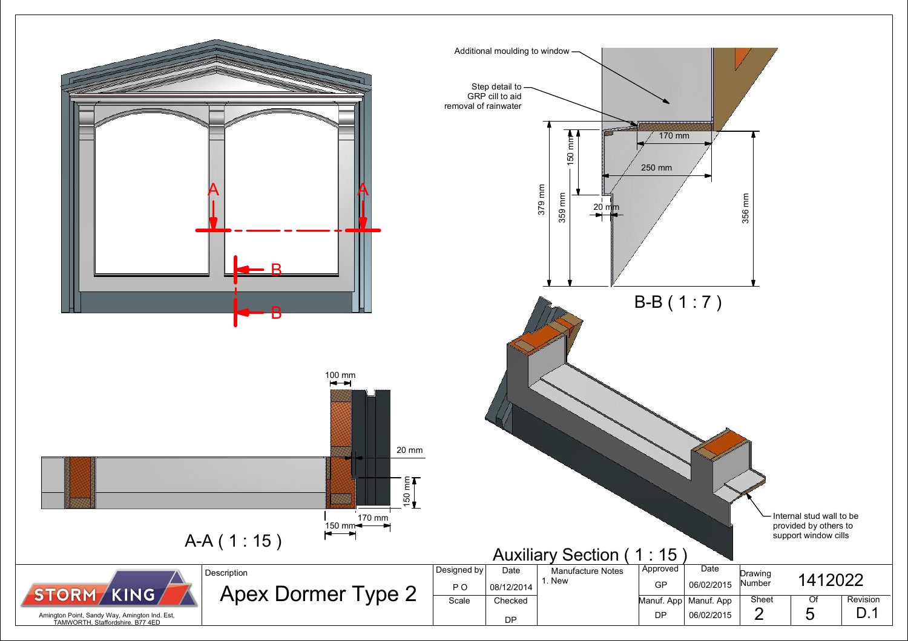A — A

B — B

Additional moulding to window

Step detail to GRP cill to aid removal of rainwater

170 mm

150 mm

250 mm

379 mm

359 mm

20 mm

356 mm

B-B ( 1 : 7 )

100 mm

20 mm

150 mm

170 mm

150 mm

A-A ( 1 : 15 )

Internal stud wall to be provided by others to support window cills

Auxiliary Section ( 1 : 15 )

| STORM KING<br>Amington Point, Sandy Way, Amington Ind. Est, TAMWORTH, Staffordshire. B77 4ED | Description | Designed by | Date | Manufacture Notes | Approved | Date | Drawing Number | 1412022 | |
|---|---|---|---|---|---|---|---|---|---|
| | Apex Dormer Type 2 | P O | 08/12/2014 | 1. New | GP | 06/02/2015 | | | |
| | | Scale | Checked | | Manuf. App | Manuf. App | Sheet | Of | Revision |
| | | | DP | | DP | 06/02/2015 | 2 | 5 | D.1 |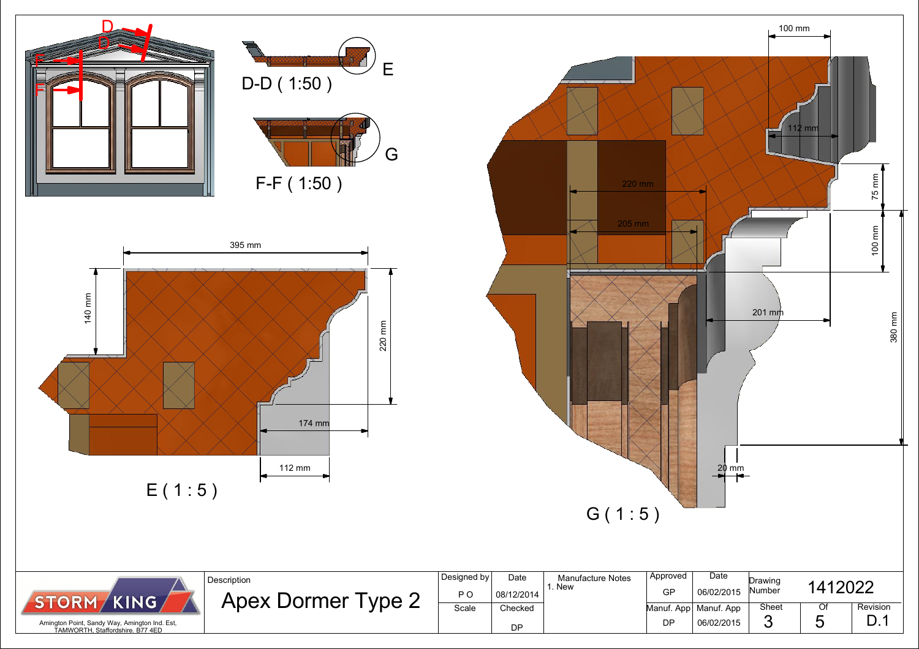D-D ( 1:50 )

E

F-F ( 1:50 )

G

395 mm

140 mm

220 mm

174 mm

112 mm

E ( 1 : 5 )

100 mm

112 mm

75 mm

220 mm

205 mm

100 mm

380 mm

201 mm

20 mm

G ( 1 : 5 )

| STORM KING<br>Amington Point, Sandy Way, Amington Ind. Est, TAMWORTH, Staffordshire. B77 4ED | Description<br>Apex Dormer Type 2 | Designed by<br>P O | Date<br>08/12/2014 | Manufacture Notes<br>1. New | Approved<br>GP | Date<br>06/02/2015 | Drawing Number<br>1412022 | | |
|---|---|---|---|---|---|---|---|---|---|
| | | Scale | Checked<br>DP | | Manuf. App<br>DP | Manuf. App<br>06/02/2015 | Sheet<br>3 | Of<br>5 | Revision<br>D.1 |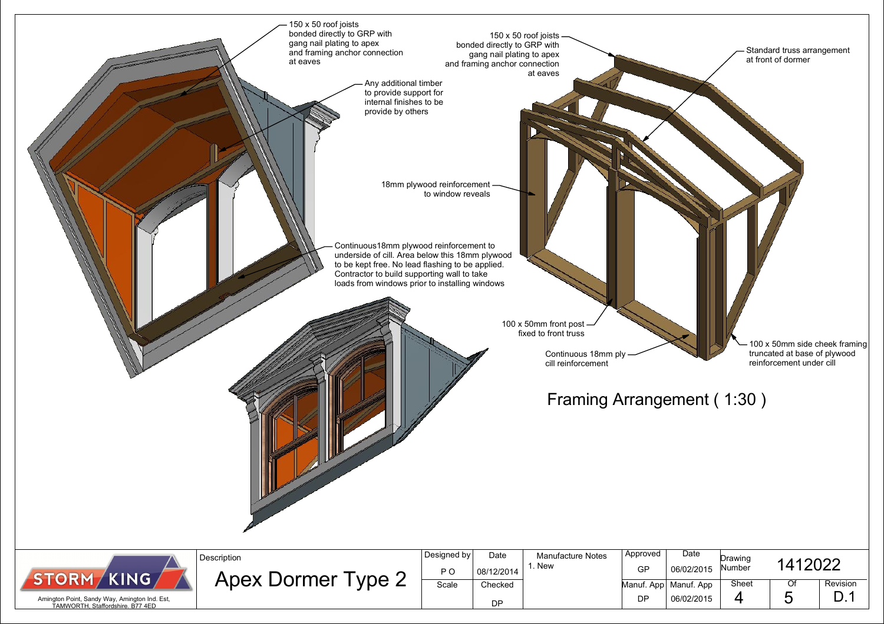150 x 50 roof joists bonded directly to GRP with gang nail plating to apex and framing anchor connection at eaves

Any additional timber to provide support for internal finishes to be provide by others

18mm plywood reinforcement to window reveals

Continuous18mm plywood reinforcement to underside of cill. Area below this 18mm plywood to be kept free. No lead flashing to be applied. Contractor to build supporting wall to take loads from windows prior to installing windows

150 x 50 roof joists bonded directly to GRP with gang nail plating to apex and framing anchor connection at eaves

Standard truss arrangement at front of dormer

100 x 50mm front post fixed to front truss

Continuous 18mm ply cill reinforcement

100 x 50mm side cheek framing truncated at base of plywood reinforcement under cill

## Framing Arrangement ( 1:30 )

| STORM KING | Description | Designed by | Date | Manufacture Notes | Approved | Date | Drawing Number | 1412022 | |
|---|---|---|---|---|---|---|---|---|---|
| Amington Point, Sandy Way, Amington Ind. Est, TAMWORTH, Staffordshire. B77 4ED | Apex Dormer Type 2 | P O | 08/12/2014 | 1. New | GP | 06/02/2015 | | | |
| | | Scale | Checked | | Manuf. App | Manuf. App | Sheet | Of | Revision |
| | | | DP | | DP | 06/02/2015 | 4 | 5 | D.1 |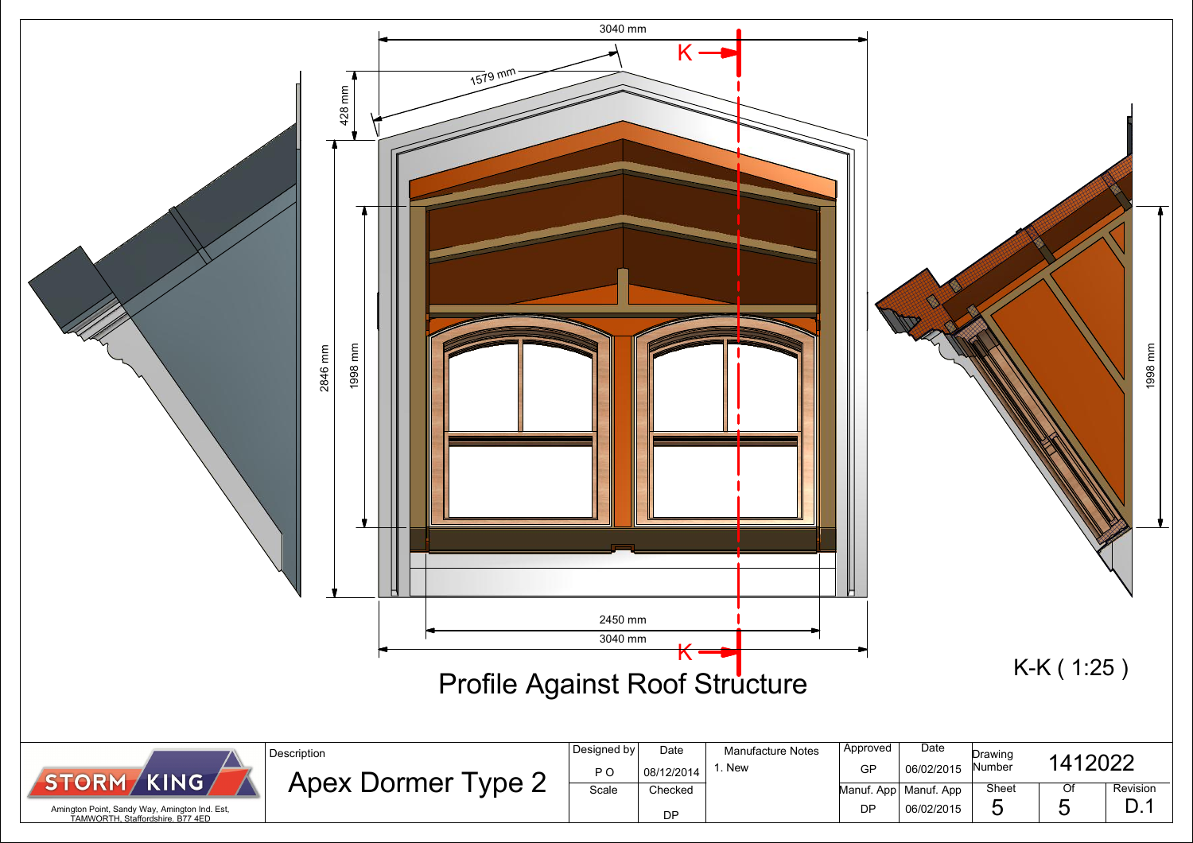3040 mm

1579 mm

428 mm

2846 mm

1998 mm

2450 mm

3040 mm

K

K

1998 mm

## Profile Against Roof Structure

K-K ( 1:25 )

| | | | | | | | | | |
|---|---|---|---|---|---|---|---|---|---|
| STORM KING<br>Amington Point, Sandy Way, Amington Ind. Est, TAMWORTH, Staffordshire. B77 4ED | Description<br>Apex Dormer Type 2 | Designed by<br>P O | Date<br>08/12/2014 | Manufacture Notes<br>1. New | Approved<br>GP | Date<br>06/02/2015 | Drawing Number | 1412022 | |
| | | Scale | Checked<br>DP | | Manuf. App<br>DP | Manuf. App<br>06/02/2015 | Sheet<br>5 | Of<br>5 | Revision<br>D.1 |